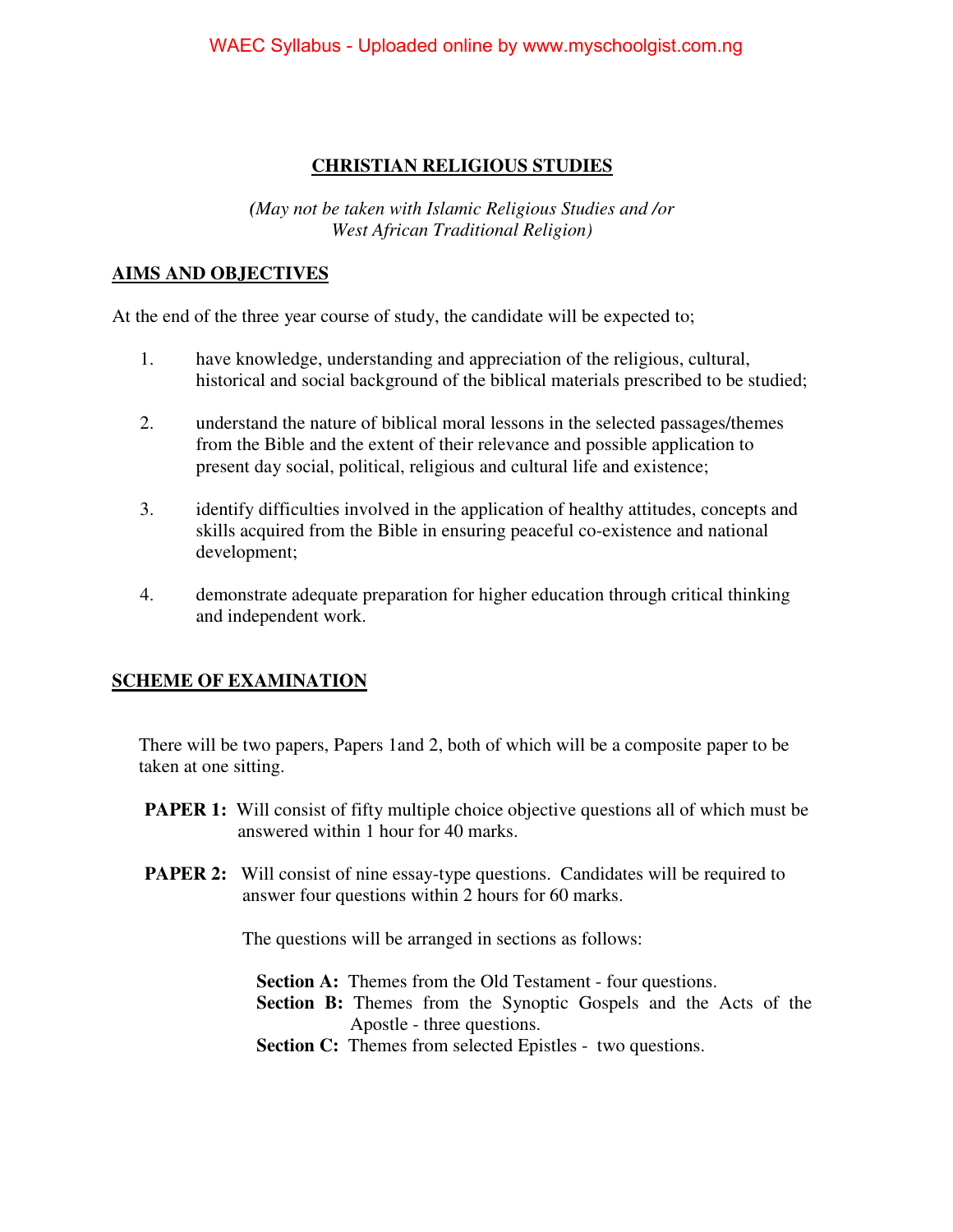# CHRISTIAN RELIGIOUS STUDIES

*(May not be taken with Islamic Religious Studies and /or West African Traditional Religion)*

## AIMS AND OBJECTIVES

At the end of the three year course of study, the candidate will be expected to;

1. have knowledge, understanding and appreciation of the religious, cultural, historical and social background of the biblical materials prescribed to be studied;

2. understand the nature of biblical moral lessons in the selected passages/themes from the Bible and the extent of their relevance and possible application to present day social, political, religious and cultural life and existence;

3. identify difficulties involved in the application of healthy attitudes, concepts and skills acquired from the Bible in ensuring peaceful co-existence and national development;

4. demonstrate adequate preparation for higher education through critical thinking and independent work.

## SCHEME OF EXAMINATION

There will be two papers, Papers 1and 2, both of which will be a composite paper to be taken at one sitting.

**PAPER 1:** Will consist of fifty multiple choice objective questions all of which must be answered within 1 hour for 40 marks.

**PAPER 2:** Will consist of nine essay-type questions. Candidates will be required to answer four questions within 2 hours for 60 marks.

The questions will be arranged in sections as follows:

**Section A:** Themes from the Old Testament - four questions.
**Section B:** Themes from the Synoptic Gospels and the Acts of the Apostle - three questions.
**Section C:** Themes from selected Epistles - two questions.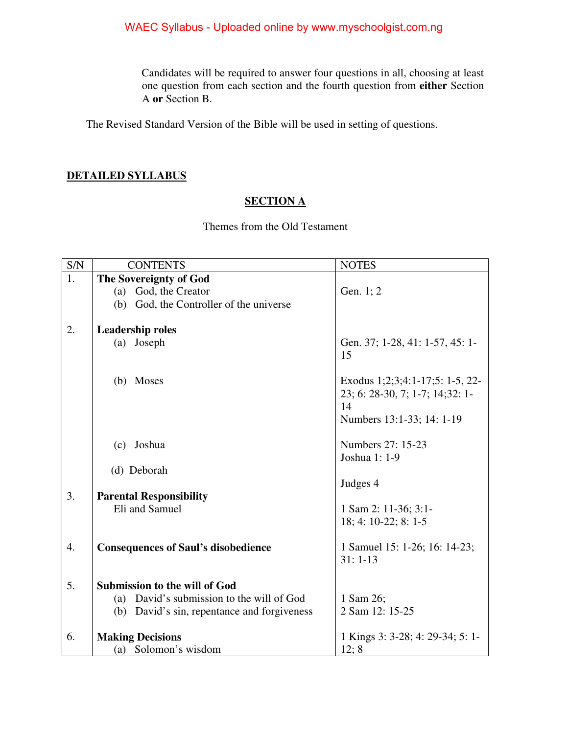Candidates will be required to answer four questions in all, choosing at least one question from each section and the fourth question from **either** Section A **or** Section B.

The Revised Standard Version of the Bible will be used in setting of questions.

## DETAILED SYLLABUS

### SECTION A

Themes from the Old Testament

| S/N | CONTENTS | NOTES |
|---|---|---|
| 1. | **The Sovereignty of God**<br>(a) God, the Creator<br>(b) God, the Controller of the universe | Gen. 1; 2 |
| 2. | **Leadership roles**<br>(a) Joseph | Gen. 37; 1-28, 41: 1-57, 45: 1-15 |
| | (b) Moses | Exodus 1;2;3;4:1-17;5: 1-5, 22-23; 6: 28-30, 7; 1-7; 14;32: 1-14<br>Numbers 13:1-33; 14: 1-19 |
| | (c) Joshua | Numbers 27: 15-23<br>Joshua 1: 1-9 |
| | (d) Deborah | Judges 4 |
| 3. | **Parental Responsibility**<br>Eli and Samuel | 1 Sam 2: 11-36; 3:1-18; 4: 10-22; 8: 1-5 |
| 4. | **Consequences of Saul's disobedience** | 1 Samuel 15: 1-26; 16: 14-23; 31: 1-13 |
| 5. | **Submission to the will of God**<br>(a) David's submission to the will of God<br>(b) David's sin, repentance and forgiveness | 1 Sam 26;<br>2 Sam 12: 15-25 |
| 6. | **Making Decisions**<br>(a) Solomon's wisdom | 1 Kings 3: 3-28; 4: 29-34; 5: 1-12; 8 |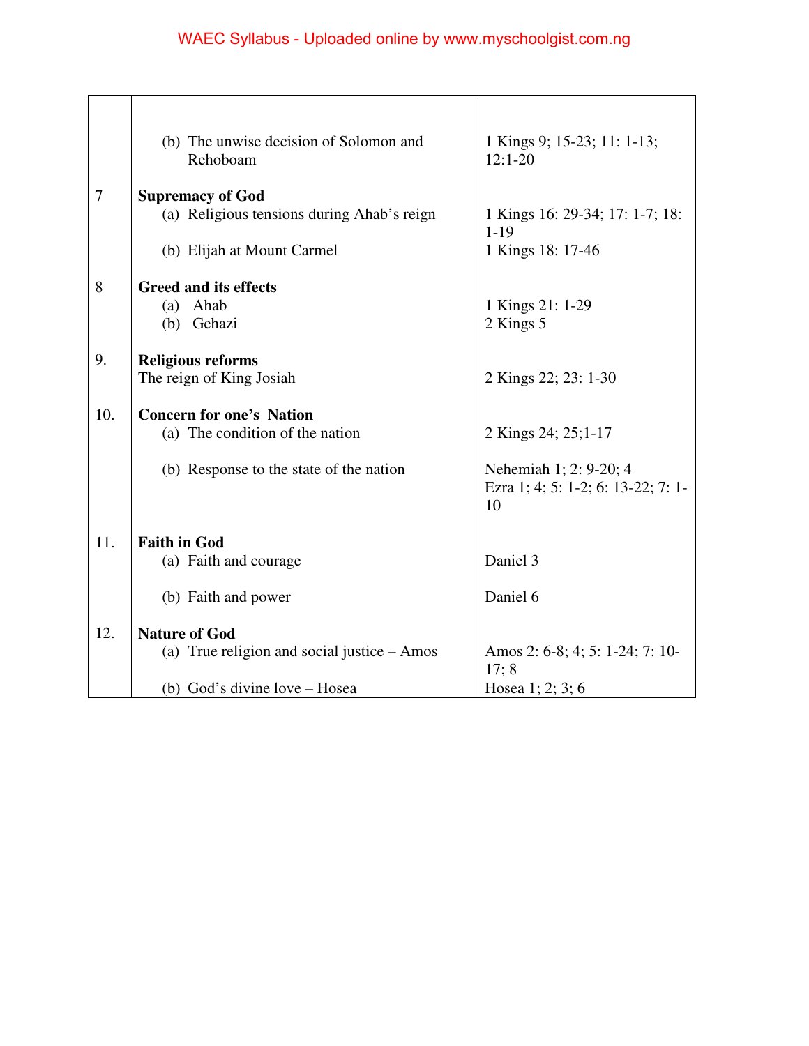| | | |
|---|---|---|
| | (b) The unwise decision of Solomon and Rehoboam | 1 Kings 9; 15-23; 11: 1-13; 12:1-20 |
| 7 | **Supremacy of God** | |
| | (a) Religious tensions during Ahab's reign | 1 Kings 16: 29-34; 17: 1-7; 18: 1-19 |
| | (b) Elijah at Mount Carmel | 1 Kings 18: 17-46 |
| 8 | **Greed and its effects** | |
| | (a) Ahab | 1 Kings 21: 1-29 |
| | (b) Gehazi | 2 Kings 5 |
| 9. | **Religious reforms** | |
| | The reign of King Josiah | 2 Kings 22; 23: 1-30 |
| 10. | **Concern for one's Nation** | |
| | (a) The condition of the nation | 2 Kings 24; 25;1-17 |
| | (b) Response to the state of the nation | Nehemiah 1; 2: 9-20; 4<br>Ezra 1; 4; 5: 1-2; 6: 13-22; 7: 1-10 |
| 11. | **Faith in God** | |
| | (a) Faith and courage | Daniel 3 |
| | (b) Faith and power | Daniel 6 |
| 12. | **Nature of God** | |
| | (a) True religion and social justice – Amos | Amos 2: 6-8; 4; 5: 1-24; 7: 10-17; 8 |
| | (b) God's divine love – Hosea | Hosea 1; 2; 3; 6 |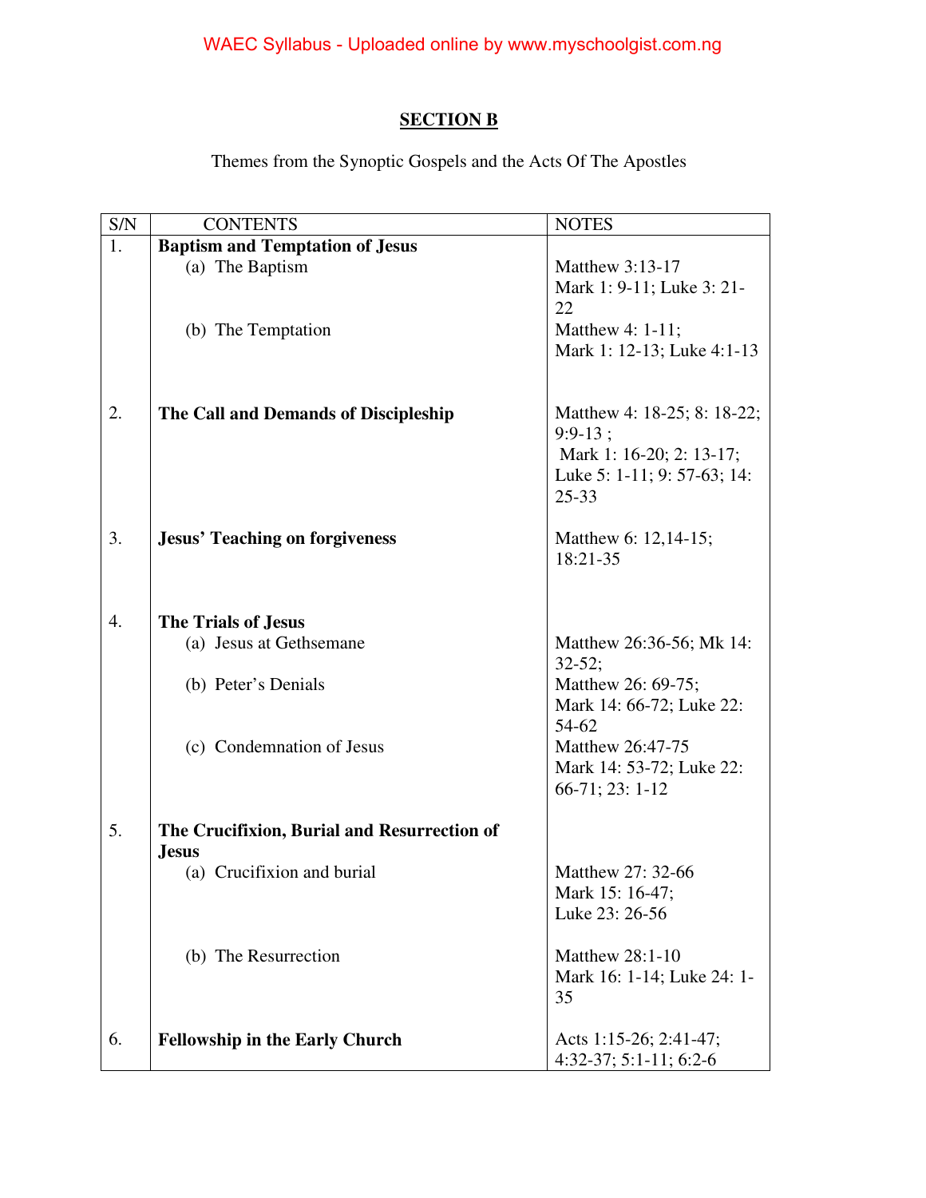## SECTION B

Themes from the Synoptic Gospels and the Acts Of The Apostles

| S/N | CONTENTS | NOTES |
|---|---|---|
| 1. | **Baptism and Temptation of Jesus** | |
| | (a) The Baptism | Matthew 3:13-17 Mark 1: 9-11; Luke 3: 21-22 |
| | (b) The Temptation | Matthew 4: 1-11; Mark 1: 12-13; Luke 4:1-13 |
| 2. | **The Call and Demands of Discipleship** | Matthew 4: 18-25; 8: 18-22; 9:9-13 ; Mark 1: 16-20; 2: 13-17; Luke 5: 1-11; 9: 57-63; 14: 25-33 |
| 3. | **Jesus' Teaching on forgiveness** | Matthew 6: 12,14-15; 18:21-35 |
| 4. | **The Trials of Jesus** | |
| | (a) Jesus at Gethsemane | Matthew 26:36-56; Mk 14: 32-52; |
| | (b) Peter's Denials | Matthew 26: 69-75; Mark 14: 66-72; Luke 22: 54-62 |
| | (c) Condemnation of Jesus | Matthew 26:47-75 Mark 14: 53-72; Luke 22: 66-71; 23: 1-12 |
| 5. | **The Crucifixion, Burial and Resurrection of Jesus** | |
| | (a) Crucifixion and burial | Matthew 27: 32-66 Mark 15: 16-47; Luke 23: 26-56 |
| | (b) The Resurrection | Matthew 28:1-10 Mark 16: 1-14; Luke 24: 1-35 |
| 6. | **Fellowship in the Early Church** | Acts 1:15-26; 2:41-47; 4:32-37; 5:1-11; 6:2-6 |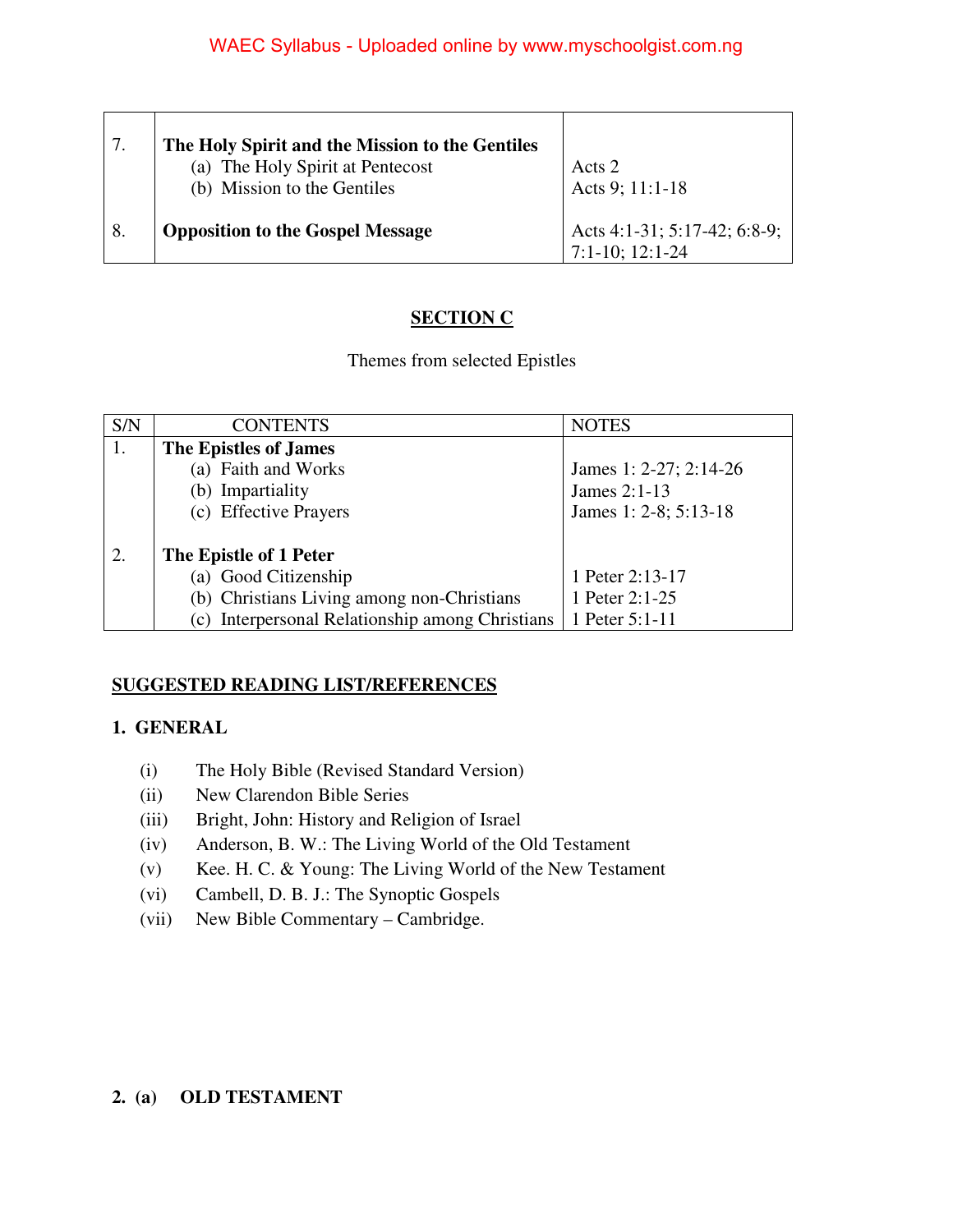| | | |
|---|---|---|
| 7. | **The Holy Spirit and the Mission to the Gentiles**<br>(a) The Holy Spirit at Pentecost<br>(b) Mission to the Gentiles | <br>Acts 2<br>Acts 9; 11:1-18 |
| 8. | **Opposition to the Gospel Message** | Acts 4:1-31; 5:17-42; 6:8-9; 7:1-10; 12:1-24 |

## SECTION C

Themes from selected Epistles

| S/N | CONTENTS | NOTES |
|---|---|---|
| 1. | **The Epistles of James**<br>(a) Faith and Works<br>(b) Impartiality<br>(c) Effective Prayers | <br>James 1: 2-27; 2:14-26<br>James 2:1-13<br>James 1: 2-8; 5:13-18 |
| 2. | **The Epistle of 1 Peter**<br>(a) Good Citizenship<br>(b) Christians Living among non-Christians<br>(c) Interpersonal Relationship among Christians | <br>1 Peter 2:13-17<br>1 Peter 2:1-25<br>1 Peter 5:1-11 |

## SUGGESTED READING LIST/REFERENCES

### 1. GENERAL

(i) The Holy Bible (Revised Standard Version)
(ii) New Clarendon Bible Series
(iii) Bright, John: History and Religion of Israel
(iv) Anderson, B. W.: The Living World of the Old Testament
(v) Kee. H. C. & Young: The Living World of the New Testament
(vi) Cambell, D. B. J.: The Synoptic Gospels
(vii) New Bible Commentary – Cambridge.

### 2. (a) OLD TESTAMENT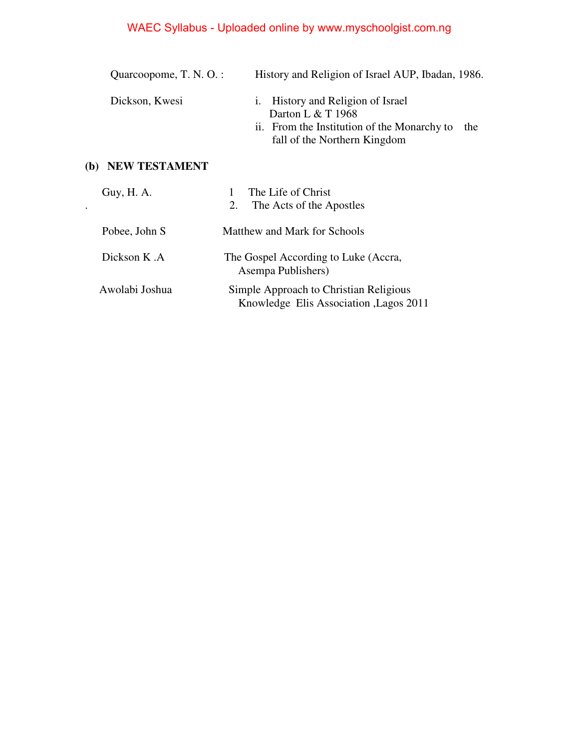| | |
|---|---|
| Quarcoopome, T. N. O. : | History and Religion of Israel AUP, Ibadan, 1986. |
| Dickson, Kwesi | i. History and Religion of Israel Darton L & T 1968<br>ii. From the Institution of the Monarchy to the fall of the Northern Kingdom |

**(b) NEW TESTAMENT**

| | |
|---|---|
| Guy, H. A. | 1 The Life of Christ<br>2. The Acts of the Apostles |
| Pobee, John S | Matthew and Mark for Schools |
| Dickson K .A | The Gospel According to Luke (Accra, Asempa Publishers) |
| Awolabi Joshua | Simple Approach to Christian Religious Knowledge Elis Association ,Lagos 2011 |